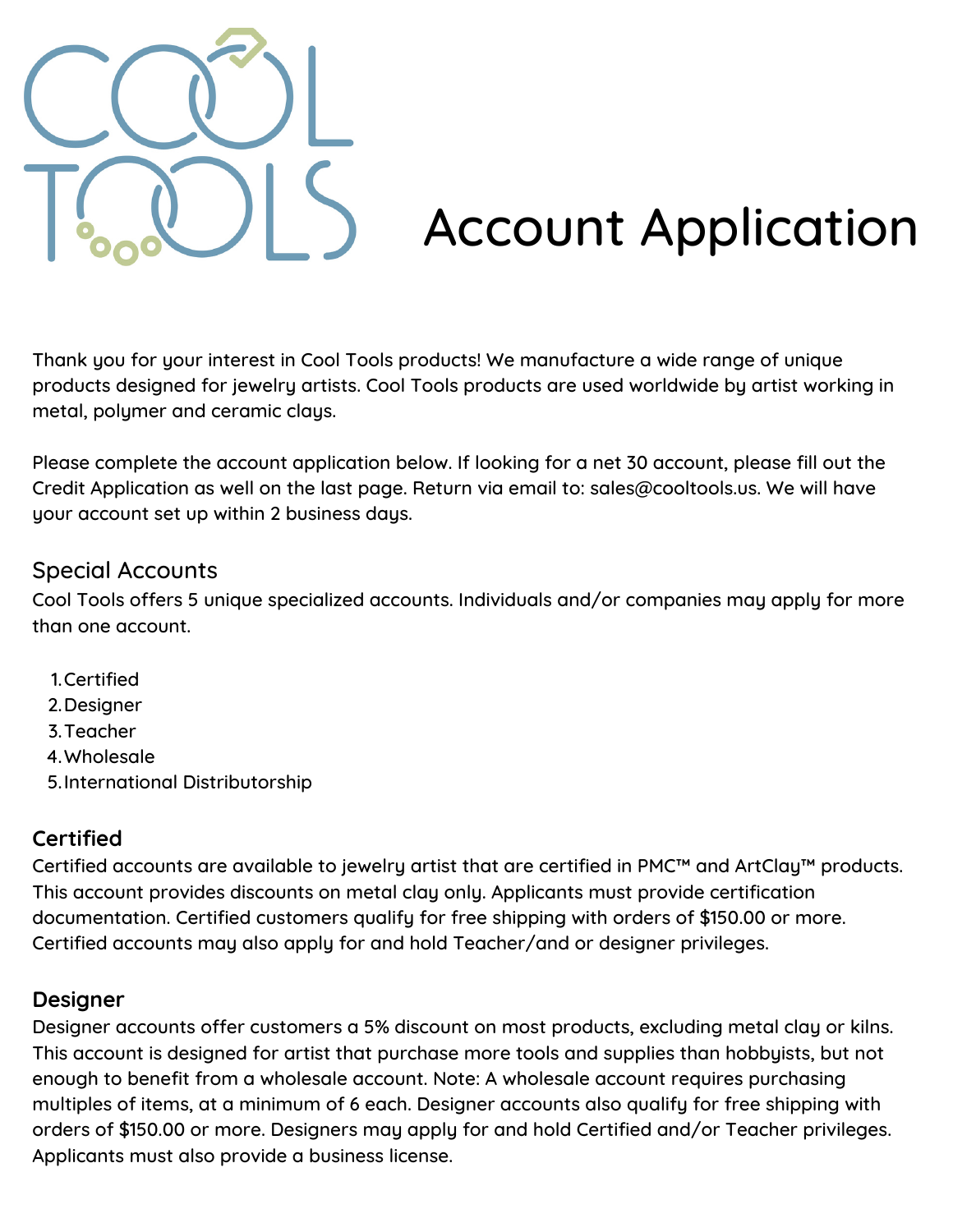# Account Application

Thank you for your interest in Cool Tools products! We manufacture a wide range of unique products designed for jewelry artists. Cool Tools products are used worldwide by artist working in metal, polymer and ceramic clays.

Please complete the account application below. If looking for a net 30 account, please fill out the Credit Application as well on the last page. Return via email to: sales@cooltools.us. We will have your account set up within 2 business days.

## Special Accounts

Cool Tools offers 5 unique specialized accounts. Individuals and/or companies may apply for more than one account.

1. Certified
2. Designer
3. Teacher
4. Wholesale
5. International Distributorship

### Certified

Certified accounts are available to jewelry artist that are certified in PMC™ and ArtClay™ products. This account provides discounts on metal clay only. Applicants must provide certification documentation. Certified customers qualify for free shipping with orders of $150.00 or more. Certified accounts may also apply for and hold Teacher/and or designer privileges.

### Designer

Designer accounts offer customers a 5% discount on most products, excluding metal clay or kilns. This account is designed for artist that purchase more tools and supplies than hobbyists, but not enough to benefit from a wholesale account. Note: A wholesale account requires purchasing multiples of items, at a minimum of 6 each. Designer accounts also qualify for free shipping with orders of $150.00 or more. Designers may apply for and hold Certified and/or Teacher privileges. Applicants must also provide a business license.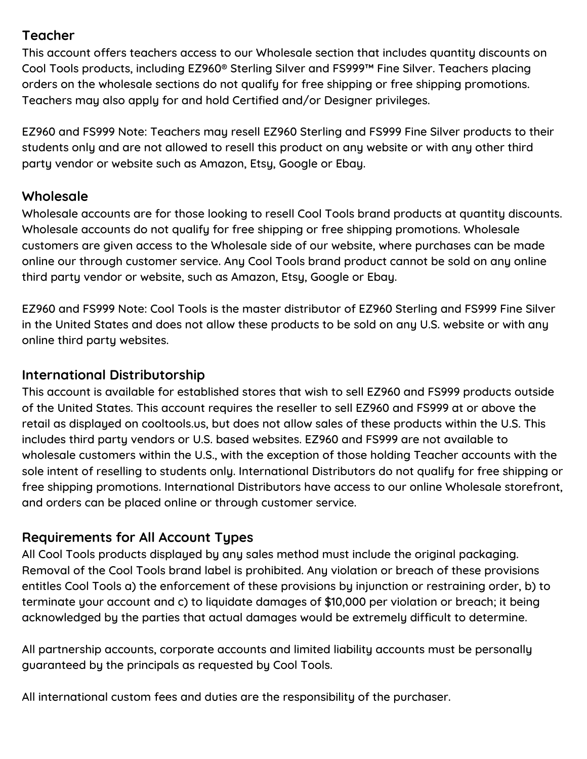## Teacher

This account offers teachers access to our Wholesale section that includes quantity discounts on Cool Tools products, including EZ960® Sterling Silver and FS999™ Fine Silver. Teachers placing orders on the wholesale sections do not qualify for free shipping or free shipping promotions. Teachers may also apply for and hold Certified and/or Designer privileges.

EZ960 and FS999 Note: Teachers may resell EZ960 Sterling and FS999 Fine Silver products to their students only and are not allowed to resell this product on any website or with any other third party vendor or website such as Amazon, Etsy, Google or Ebay.

## Wholesale

Wholesale accounts are for those looking to resell Cool Tools brand products at quantity discounts. Wholesale accounts do not qualify for free shipping or free shipping promotions. Wholesale customers are given access to the Wholesale side of our website, where purchases can be made online our through customer service. Any Cool Tools brand product cannot be sold on any online third party vendor or website, such as Amazon, Etsy, Google or Ebay.

EZ960 and FS999 Note: Cool Tools is the master distributor of EZ960 Sterling and FS999 Fine Silver in the United States and does not allow these products to be sold on any U.S. website or with any online third party websites.

## International Distributorship

This account is available for established stores that wish to sell EZ960 and FS999 products outside of the United States. This account requires the reseller to sell EZ960 and FS999 at or above the retail as displayed on cooltools.us, but does not allow sales of these products within the U.S. This includes third party vendors or U.S. based websites. EZ960 and FS999 are not available to wholesale customers within the U.S., with the exception of those holding Teacher accounts with the sole intent of reselling to students only. International Distributors do not qualify for free shipping or free shipping promotions. International Distributors have access to our online Wholesale storefront, and orders can be placed online or through customer service.

## Requirements for All Account Types

All Cool Tools products displayed by any sales method must include the original packaging. Removal of the Cool Tools brand label is prohibited. Any violation or breach of these provisions entitles Cool Tools a) the enforcement of these provisions by injunction or restraining order, b) to terminate your account and c) to liquidate damages of $10,000 per violation or breach; it being acknowledged by the parties that actual damages would be extremely difficult to determine.

All partnership accounts, corporate accounts and limited liability accounts must be personally guaranteed by the principals as requested by Cool Tools.

All international custom fees and duties are the responsibility of the purchaser.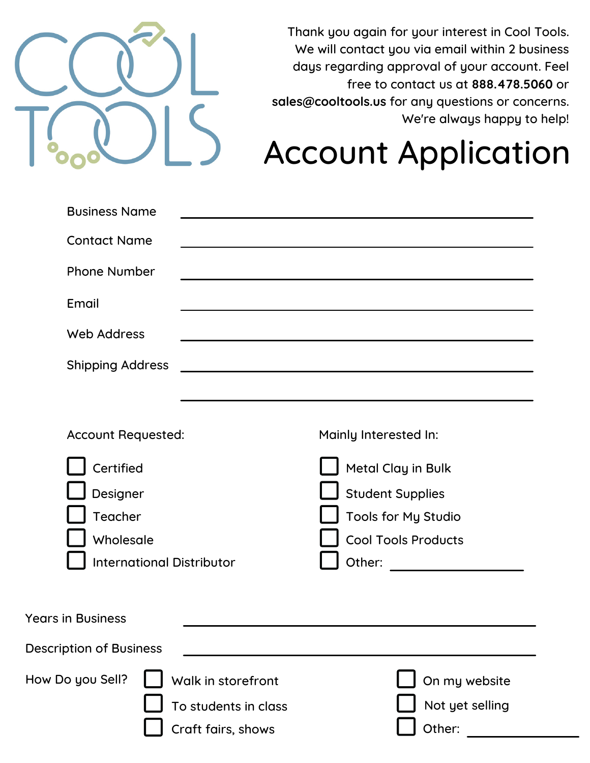COOL TOOLS

Thank you again for your interest in Cool Tools. We will contact you via email within 2 business days regarding approval of your account. Feel free to contact us at **888.478.5060** or **sales@cooltools.us** for any questions or concerns. We're always happy to help!

# Account Application

Business Name ______________________________

Contact Name ______________________________

Phone Number ______________________________

Email ______________________________

Web Address ______________________________

Shipping Address ______________________________

______________________________

Account Requested:

- ☐ Certified
- ☐ Designer
- ☐ Teacher
- ☐ Wholesale
- ☐ International Distributor

Mainly Interested In:

- ☐ Metal Clay in Bulk
- ☐ Student Supplies
- ☐ Tools for My Studio
- ☐ Cool Tools Products
- ☐ Other: ____________

Years in Business ______________________________

Description of Business ______________________________

How Do you Sell?

- ☐ Walk in storefront
- ☐ To students in class
- ☐ Craft fairs, shows
- ☐ On my website
- ☐ Not yet selling
- ☐ Other: ____________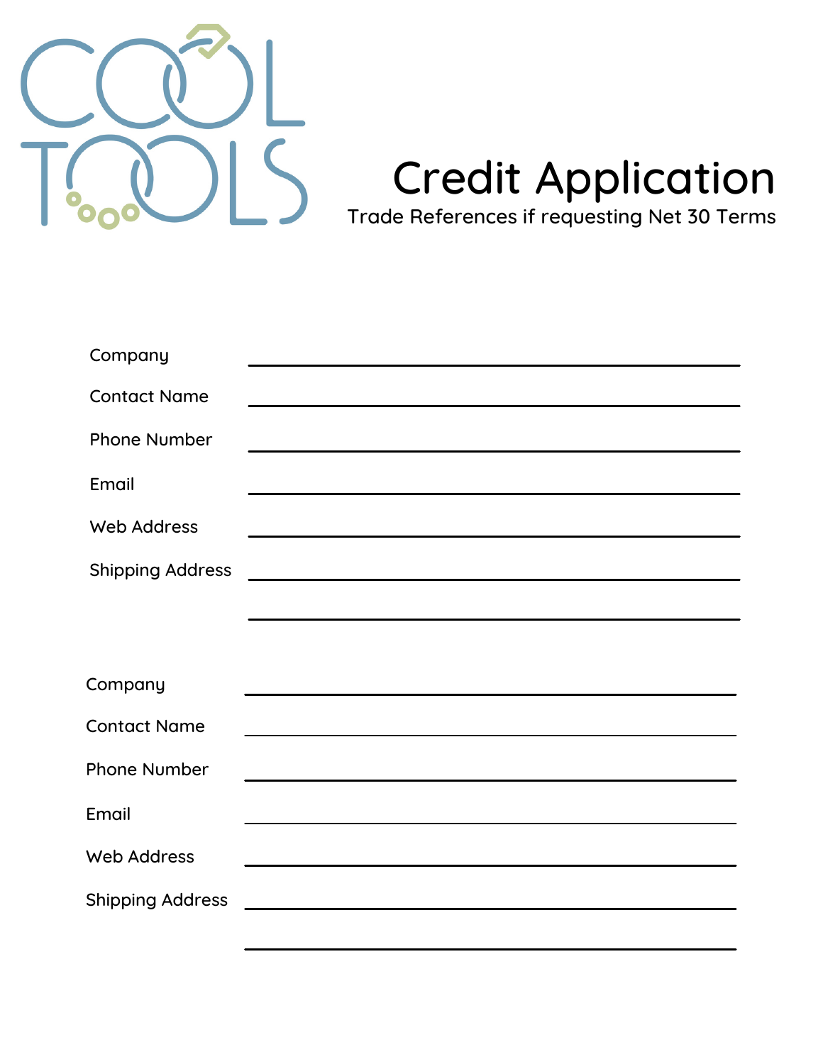COOL TOOLS

# Credit Application

Trade References if requesting Net 30 Terms

Company ______________________________

Contact Name ______________________________

Phone Number ______________________________

Email ______________________________

Web Address ______________________________

Shipping Address ______________________________

______________________________

Company ______________________________

Contact Name ______________________________

Phone Number ______________________________

Email ______________________________

Web Address ______________________________

Shipping Address ______________________________

______________________________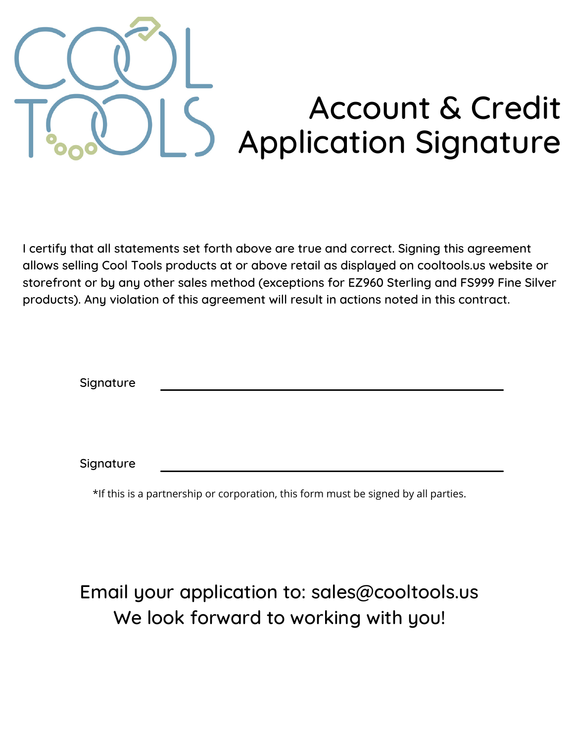COOL TOOLS

# Account & Credit Application Signature

I certify that all statements set forth above are true and correct. Signing this agreement allows selling Cool Tools products at or above retail as displayed on cooltools.us website or storefront or by any other sales method (exceptions for EZ960 Sterling and FS999 Fine Silver products). Any violation of this agreement will result in actions noted in this contract.

Signature ______________________________

Signature ______________________________

*If this is a partnership or corporation, this form must be signed by all parties.

Email your application to: sales@cooltools.us
We look forward to working with you!